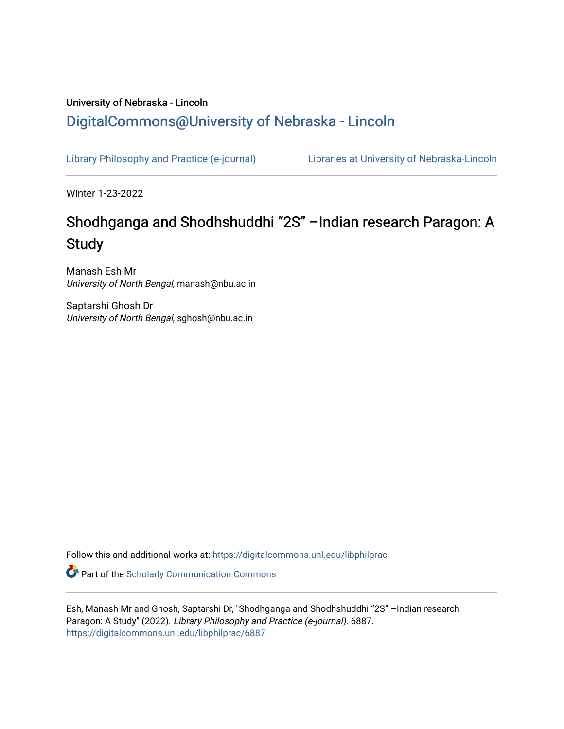University of Nebraska - Lincoln

## DigitalCommons@University of Nebraska - Lincoln

Library Philosophy and Practice (e-journal) | Libraries at University of Nebraska-Lincoln

Winter 1-23-2022

# Shodhganga and Shodhshuddhi “2S” –Indian research Paragon: A Study

Manash Esh Mr
*University of North Bengal*, manash@nbu.ac.in

Saptarshi Ghosh Dr
*University of North Bengal*, sghosh@nbu.ac.in

Follow this and additional works at: https://digitalcommons.unl.edu/libphilprac

Part of the Scholarly Communication Commons

Esh, Manash Mr and Ghosh, Saptarshi Dr, "Shodhganga and Shodhshuddhi “2S” –Indian research Paragon: A Study" (2022). *Library Philosophy and Practice (e-journal)*. 6887.
https://digitalcommons.unl.edu/libphilprac/6887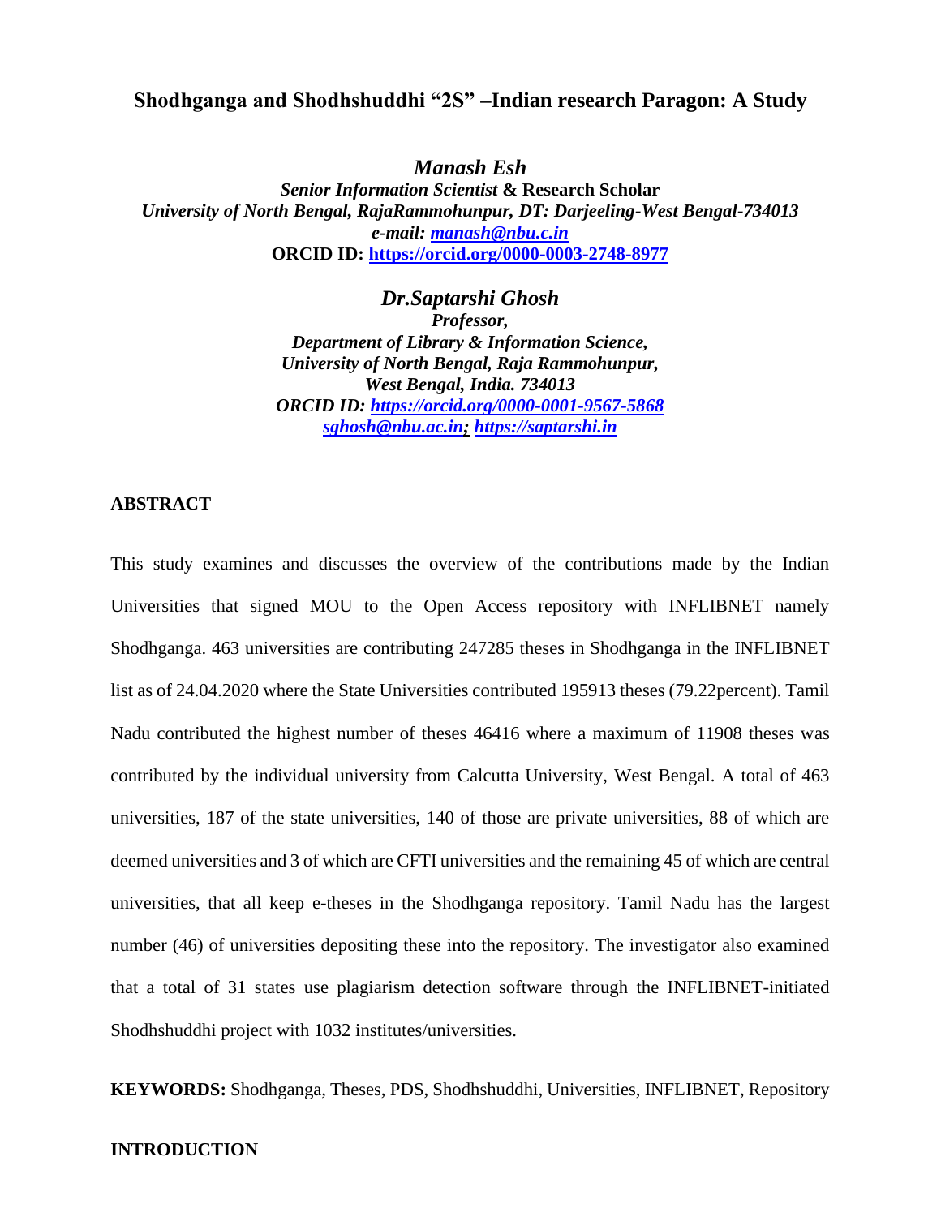# Shodhganga and Shodhshuddhi "2S" –Indian research Paragon: A Study

***Manash Esh***

***Senior Information Scientist* & Research Scholar**

***University of North Bengal, RajaRammohunpur, DT: Darjeeling-West Bengal-734013***

***e-mail: [manash@nbu.c.in](mailto:manash@nbu.c.in)***

**ORCID ID: [https://orcid.org/0000-0003-2748-8977](https://orcid.org/0000-0003-2748-8977)**

***Dr.Saptarshi Ghosh***

***Professor,***

***Department of Library & Information Science,***

***University of North Bengal, Raja Rammohunpur,***

***West Bengal, India. 734013***

***ORCID ID: [https://orcid.org/0000-0001-9567-5868](https://orcid.org/0000-0001-9567-5868)***

***[sghosh@nbu.ac.in](mailto:sghosh@nbu.ac.in); [https://saptarshi.in](https://saptarshi.in)***

## ABSTRACT

This study examines and discusses the overview of the contributions made by the Indian Universities that signed MOU to the Open Access repository with INFLIBNET namely Shodhganga. 463 universities are contributing 247285 theses in Shodhganga in the INFLIBNET list as of 24.04.2020 where the State Universities contributed 195913 theses (79.22percent). Tamil Nadu contributed the highest number of theses 46416 where a maximum of 11908 theses was contributed by the individual university from Calcutta University, West Bengal. A total of 463 universities, 187 of the state universities, 140 of those are private universities, 88 of which are deemed universities and 3 of which are CFTI universities and the remaining 45 of which are central universities, that all keep e-theses in the Shodhganga repository. Tamil Nadu has the largest number (46) of universities depositing these into the repository. The investigator also examined that a total of 31 states use plagiarism detection software through the INFLIBNET-initiated Shodhshuddhi project with 1032 institutes/universities.

**KEYWORDS:** Shodhganga, Theses, PDS, Shodhshuddhi, Universities, INFLIBNET, Repository

## INTRODUCTION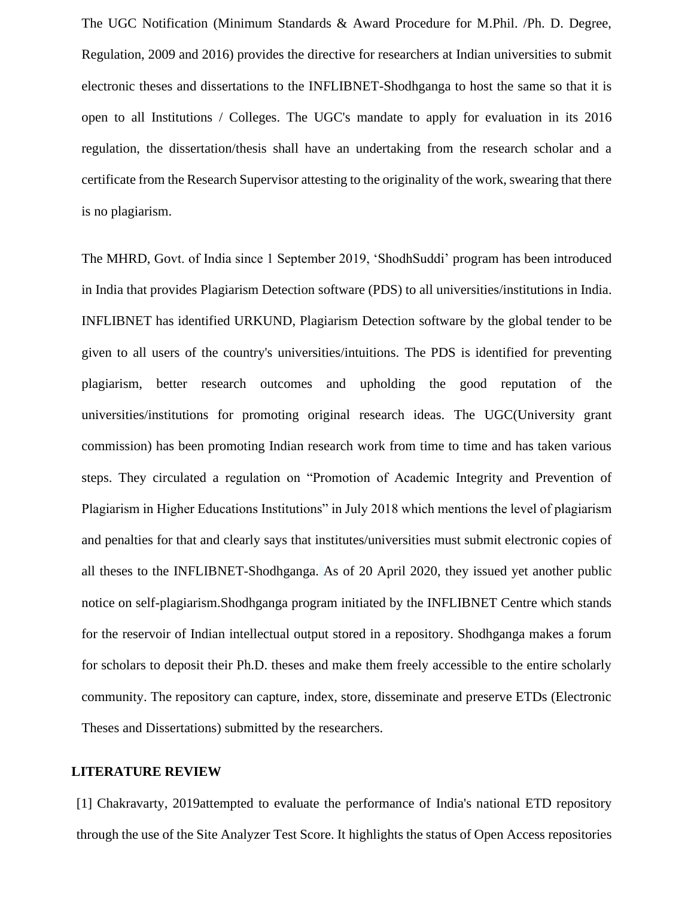The UGC Notification (Minimum Standards & Award Procedure for M.Phil. /Ph. D. Degree, Regulation, 2009 and 2016) provides the directive for researchers at Indian universities to submit electronic theses and dissertations to the INFLIBNET-Shodhganga to host the same so that it is open to all Institutions / Colleges. The UGC's mandate to apply for evaluation in its 2016 regulation, the dissertation/thesis shall have an undertaking from the research scholar and a certificate from the Research Supervisor attesting to the originality of the work, swearing that there is no plagiarism.

The MHRD, Govt. of India since 1 September 2019, 'ShodhSuddi' program has been introduced in India that provides Plagiarism Detection software (PDS) to all universities/institutions in India. INFLIBNET has identified URKUND, Plagiarism Detection software by the global tender to be given to all users of the country's universities/intuitions. The PDS is identified for preventing plagiarism, better research outcomes and upholding the good reputation of the universities/institutions for promoting original research ideas. The UGC(University grant commission) has been promoting Indian research work from time to time and has taken various steps. They circulated a regulation on "Promotion of Academic Integrity and Prevention of Plagiarism in Higher Educations Institutions" in July 2018 which mentions the level of plagiarism and penalties for that and clearly says that institutes/universities must submit electronic copies of all theses to the INFLIBNET-Shodhganga. As of 20 April 2020, they issued yet another public notice on self-plagiarism.Shodhganga program initiated by the INFLIBNET Centre which stands for the reservoir of Indian intellectual output stored in a repository. Shodhganga makes a forum for scholars to deposit their Ph.D. theses and make them freely accessible to the entire scholarly community. The repository can capture, index, store, disseminate and preserve ETDs (Electronic Theses and Dissertations) submitted by the researchers.

## LITERATURE REVIEW

[1] Chakravarty, 2019attempted to evaluate the performance of India's national ETD repository through the use of the Site Analyzer Test Score. It highlights the status of Open Access repositories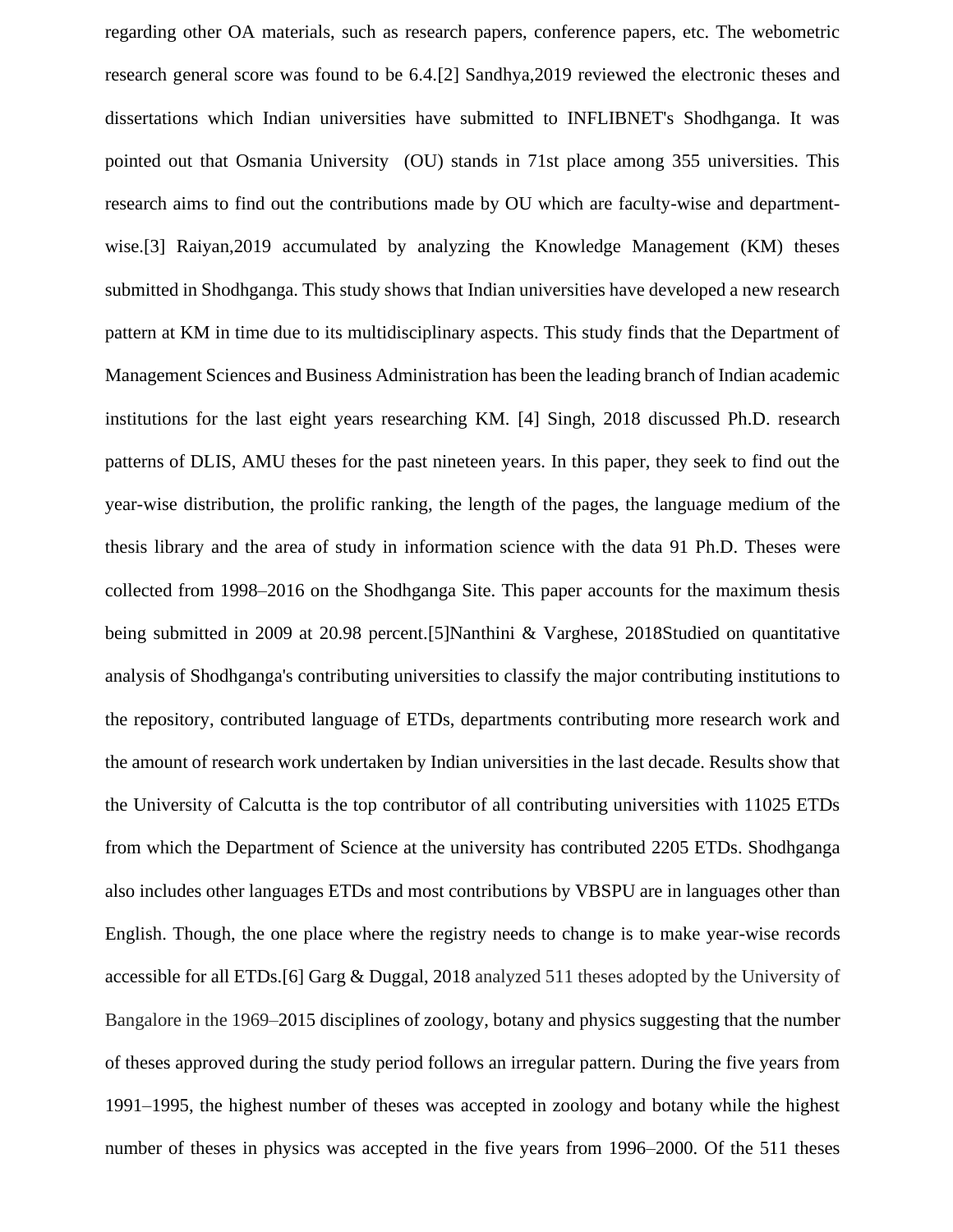regarding other OA materials, such as research papers, conference papers, etc. The webometric research general score was found to be 6.4.[2] Sandhya,2019 reviewed the electronic theses and dissertations which Indian universities have submitted to INFLIBNET's Shodhganga. It was pointed out that Osmania University (OU) stands in 71st place among 355 universities. This research aims to find out the contributions made by OU which are faculty-wise and department-wise.[3] Raiyan,2019 accumulated by analyzing the Knowledge Management (KM) theses submitted in Shodhganga. This study shows that Indian universities have developed a new research pattern at KM in time due to its multidisciplinary aspects. This study finds that the Department of Management Sciences and Business Administration has been the leading branch of Indian academic institutions for the last eight years researching KM. [4] Singh, 2018 discussed Ph.D. research patterns of DLIS, AMU theses for the past nineteen years. In this paper, they seek to find out the year-wise distribution, the prolific ranking, the length of the pages, the language medium of the thesis library and the area of study in information science with the data 91 Ph.D. Theses were collected from 1998–2016 on the Shodhganga Site. This paper accounts for the maximum thesis being submitted in 2009 at 20.98 percent.[5]Nanthini & Varghese, 2018Studied on quantitative analysis of Shodhganga's contributing universities to classify the major contributing institutions to the repository, contributed language of ETDs, departments contributing more research work and the amount of research work undertaken by Indian universities in the last decade. Results show that the University of Calcutta is the top contributor of all contributing universities with 11025 ETDs from which the Department of Science at the university has contributed 2205 ETDs. Shodhganga also includes other languages ETDs and most contributions by VBSPU are in languages other than English. Though, the one place where the registry needs to change is to make year-wise records accessible for all ETDs.[6] Garg & Duggal, 2018 analyzed 511 theses adopted by the University of Bangalore in the 1969–2015 disciplines of zoology, botany and physics suggesting that the number of theses approved during the study period follows an irregular pattern. During the five years from 1991–1995, the highest number of theses was accepted in zoology and botany while the highest number of theses in physics was accepted in the five years from 1996–2000. Of the 511 theses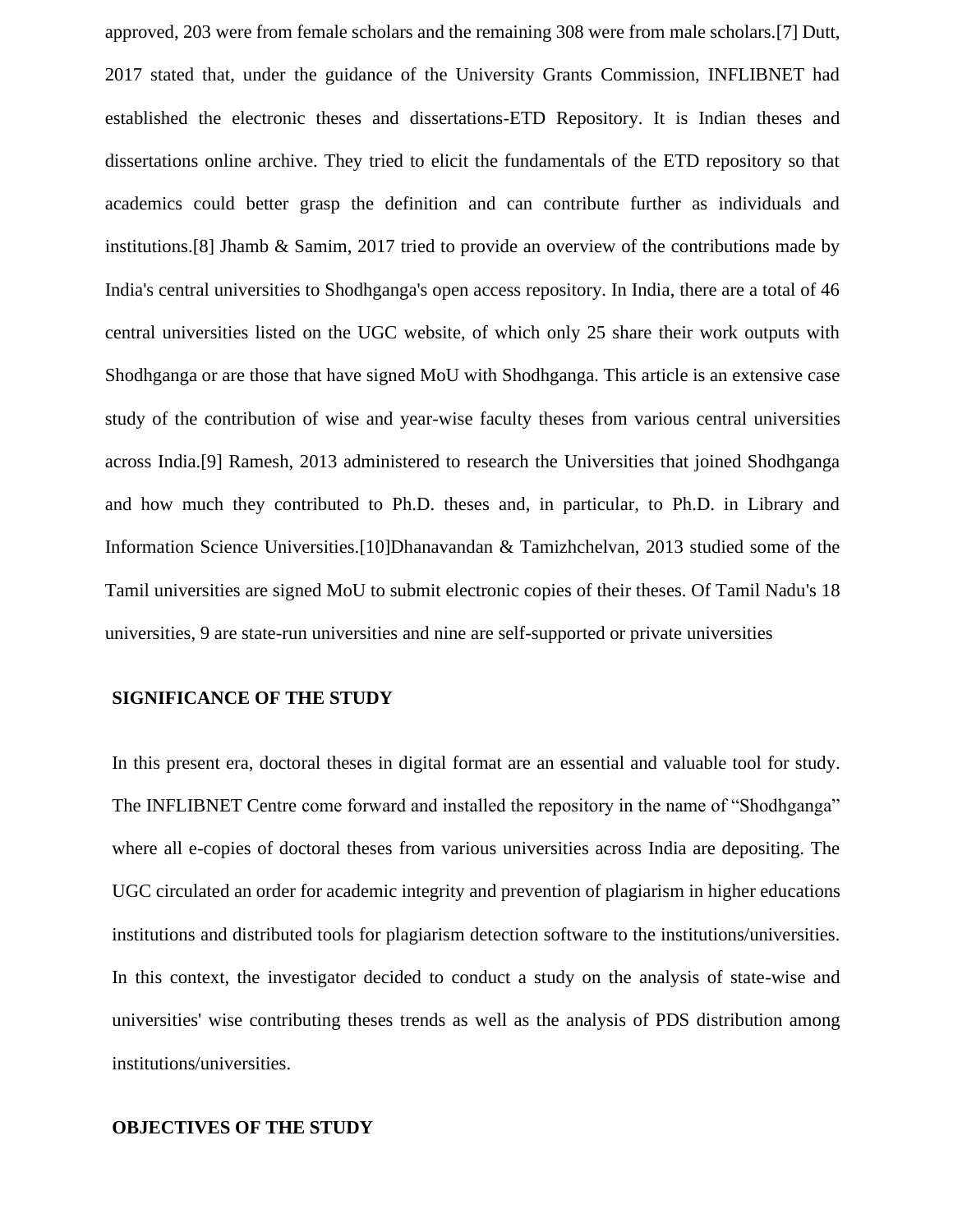approved, 203 were from female scholars and the remaining 308 were from male scholars.[7] Dutt, 2017 stated that, under the guidance of the University Grants Commission, INFLIBNET had established the electronic theses and dissertations-ETD Repository. It is Indian theses and dissertations online archive. They tried to elicit the fundamentals of the ETD repository so that academics could better grasp the definition and can contribute further as individuals and institutions.[8] Jhamb & Samim, 2017 tried to provide an overview of the contributions made by India's central universities to Shodhganga's open access repository. In India, there are a total of 46 central universities listed on the UGC website, of which only 25 share their work outputs with Shodhganga or are those that have signed MoU with Shodhganga. This article is an extensive case study of the contribution of wise and year-wise faculty theses from various central universities across India.[9] Ramesh, 2013 administered to research the Universities that joined Shodhganga and how much they contributed to Ph.D. theses and, in particular, to Ph.D. in Library and Information Science Universities.[10]Dhanavandan & Tamizhchelvan, 2013 studied some of the Tamil universities are signed MoU to submit electronic copies of their theses. Of Tamil Nadu's 18 universities, 9 are state-run universities and nine are self-supported or private universities

## SIGNIFICANCE OF THE STUDY

In this present era, doctoral theses in digital format are an essential and valuable tool for study. The INFLIBNET Centre come forward and installed the repository in the name of "Shodhganga" where all e-copies of doctoral theses from various universities across India are depositing. The UGC circulated an order for academic integrity and prevention of plagiarism in higher educations institutions and distributed tools for plagiarism detection software to the institutions/universities. In this context, the investigator decided to conduct a study on the analysis of state-wise and universities' wise contributing theses trends as well as the analysis of PDS distribution among institutions/universities.

## OBJECTIVES OF THE STUDY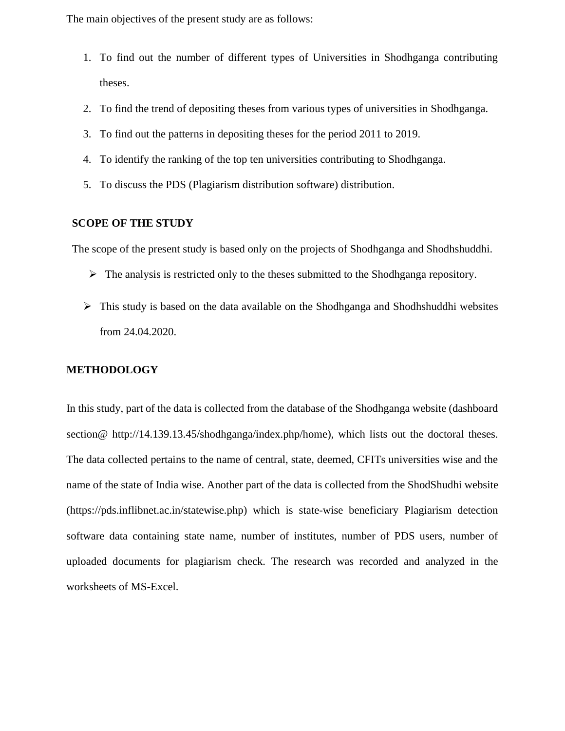The main objectives of the present study are as follows:

1. To find out the number of different types of Universities in Shodhganga contributing theses.
2. To find the trend of depositing theses from various types of universities in Shodhganga.
3. To find out the patterns in depositing theses for the period 2011 to 2019.
4. To identify the ranking of the top ten universities contributing to Shodhganga.
5. To discuss the PDS (Plagiarism distribution software) distribution.

## SCOPE OF THE STUDY

The scope of the present study is based only on the projects of Shodhganga and Shodhshuddhi.

- The analysis is restricted only to the theses submitted to the Shodhganga repository.
- This study is based on the data available on the Shodhganga and Shodhshuddhi websites from 24.04.2020.

## METHODOLOGY

In this study, part of the data is collected from the database of the Shodhganga website (dashboard section@ http://14.139.13.45/shodhganga/index.php/home), which lists out the doctoral theses. The data collected pertains to the name of central, state, deemed, CFITs universities wise and the name of the state of India wise. Another part of the data is collected from the ShodShudhi website (https://pds.inflibnet.ac.in/statewise.php) which is state-wise beneficiary Plagiarism detection software data containing state name, number of institutes, number of PDS users, number of uploaded documents for plagiarism check. The research was recorded and analyzed in the worksheets of MS-Excel.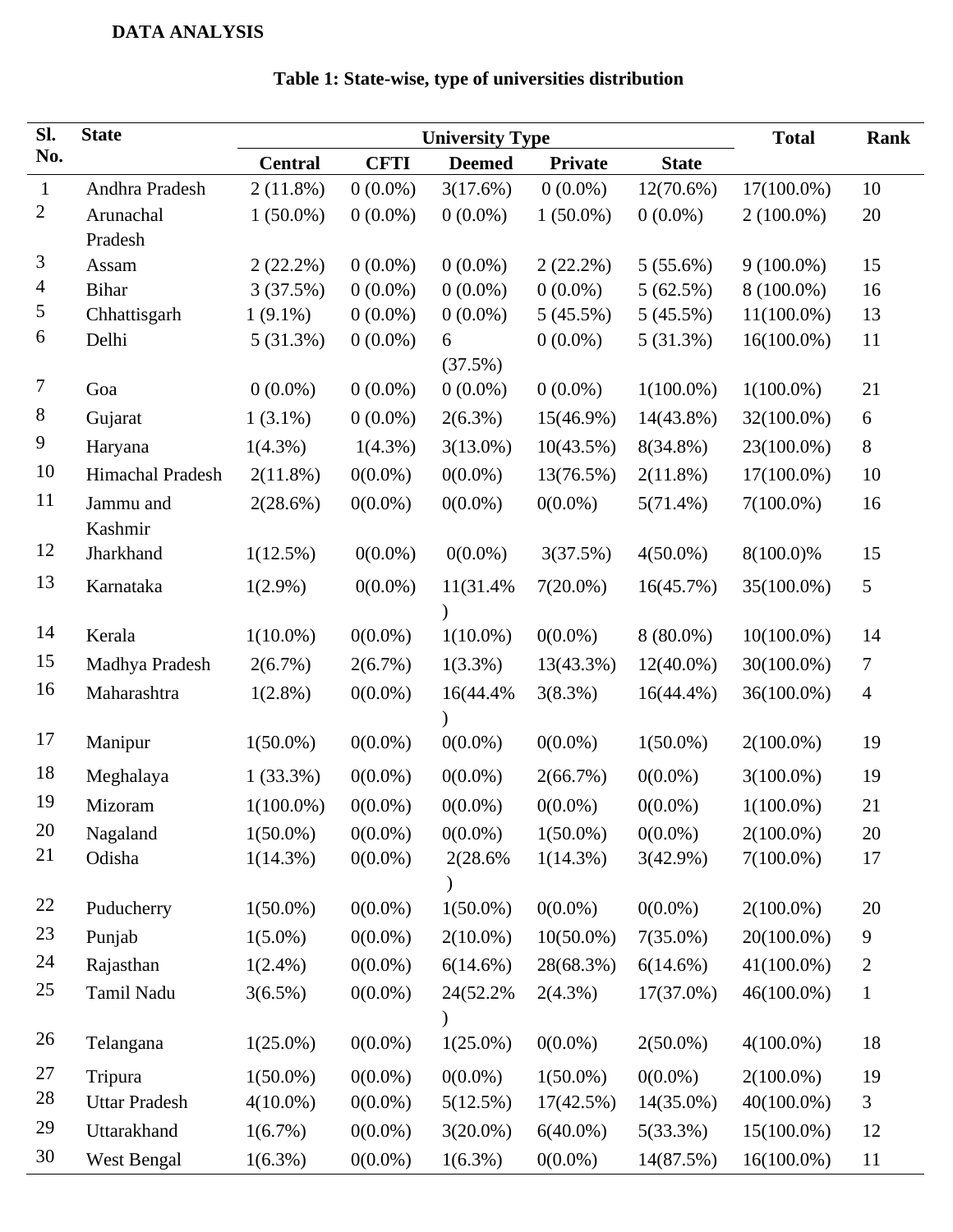**DATA ANALYSIS**

**Table 1: State-wise, type of universities distribution**

| Sl. No. | State | University Type | | | | | Total | Rank |
|---|---|---|---|---|---|---|---|---|
| | | Central | CFTI | Deemed | Private | State | | |
| 1 | Andhra Pradesh | 2 (11.8%) | 0 (0.0%) | 3(17.6%) | 0 (0.0%) | 12(70.6%) | 17(100.0%) | 10 |
| 2 | Arunachal Pradesh | 1 (50.0%) | 0 (0.0%) | 0 (0.0%) | 1 (50.0%) | 0 (0.0%) | 2 (100.0%) | 20 |
| 3 | Assam | 2 (22.2%) | 0 (0.0%) | 0 (0.0%) | 2 (22.2%) | 5 (55.6%) | 9 (100.0%) | 15 |
| 4 | Bihar | 3 (37.5%) | 0 (0.0%) | 0 (0.0%) | 0 (0.0%) | 5 (62.5%) | 8 (100.0%) | 16 |
| 5 | Chhattisgarh | 1 (9.1%) | 0 (0.0%) | 0 (0.0%) | 5 (45.5%) | 5 (45.5%) | 11(100.0%) | 13 |
| 6 | Delhi | 5 (31.3%) | 0 (0.0%) | 6 (37.5%) | 0 (0.0%) | 5 (31.3%) | 16(100.0%) | 11 |
| 7 | Goa | 0 (0.0%) | 0 (0.0%) | 0 (0.0%) | 0 (0.0%) | 1(100.0%) | 1(100.0%) | 21 |
| 8 | Gujarat | 1 (3.1%) | 0 (0.0%) | 2(6.3%) | 15(46.9%) | 14(43.8%) | 32(100.0%) | 6 |
| 9 | Haryana | 1(4.3%) | 1(4.3%) | 3(13.0%) | 10(43.5%) | 8(34.8%) | 23(100.0%) | 8 |
| 10 | Himachal Pradesh | 2(11.8%) | 0(0.0%) | 0(0.0%) | 13(76.5%) | 2(11.8%) | 17(100.0%) | 10 |
| 11 | Jammu and Kashmir | 2(28.6%) | 0(0.0%) | 0(0.0%) | 0(0.0%) | 5(71.4%) | 7(100.0%) | 16 |
| 12 | Jharkhand | 1(12.5%) | 0(0.0%) | 0(0.0%) | 3(37.5%) | 4(50.0%) | 8(100.0)% | 15 |
| 13 | Karnataka | 1(2.9%) | 0(0.0%) | 11(31.4%) | 7(20.0%) | 16(45.7%) | 35(100.0%) | 5 |
| 14 | Kerala | 1(10.0%) | 0(0.0%) | 1(10.0%) | 0(0.0%) | 8 (80.0%) | 10(100.0%) | 14 |
| 15 | Madhya Pradesh | 2(6.7%) | 2(6.7%) | 1(3.3%) | 13(43.3%) | 12(40.0%) | 30(100.0%) | 7 |
| 16 | Maharashtra | 1(2.8%) | 0(0.0%) | 16(44.4%) | 3(8.3%) | 16(44.4%) | 36(100.0%) | 4 |
| 17 | Manipur | 1(50.0%) | 0(0.0%) | 0(0.0%) | 0(0.0%) | 1(50.0%) | 2(100.0%) | 19 |
| 18 | Meghalaya | 1 (33.3%) | 0(0.0%) | 0(0.0%) | 2(66.7%) | 0(0.0%) | 3(100.0%) | 19 |
| 19 | Mizoram | 1(100.0%) | 0(0.0%) | 0(0.0%) | 0(0.0%) | 0(0.0%) | 1(100.0%) | 21 |
| 20 | Nagaland | 1(50.0%) | 0(0.0%) | 0(0.0%) | 1(50.0%) | 0(0.0%) | 2(100.0%) | 20 |
| 21 | Odisha | 1(14.3%) | 0(0.0%) | 2(28.6%) | 1(14.3%) | 3(42.9%) | 7(100.0%) | 17 |
| 22 | Puducherry | 1(50.0%) | 0(0.0%) | 1(50.0%) | 0(0.0%) | 0(0.0%) | 2(100.0%) | 20 |
| 23 | Punjab | 1(5.0%) | 0(0.0%) | 2(10.0%) | 10(50.0%) | 7(35.0%) | 20(100.0%) | 9 |
| 24 | Rajasthan | 1(2.4%) | 0(0.0%) | 6(14.6%) | 28(68.3%) | 6(14.6%) | 41(100.0%) | 2 |
| 25 | Tamil Nadu | 3(6.5%) | 0(0.0%) | 24(52.2%) | 2(4.3%) | 17(37.0%) | 46(100.0%) | 1 |
| 26 | Telangana | 1(25.0%) | 0(0.0%) | 1(25.0%) | 0(0.0%) | 2(50.0%) | 4(100.0%) | 18 |
| 27 | Tripura | 1(50.0%) | 0(0.0%) | 0(0.0%) | 1(50.0%) | 0(0.0%) | 2(100.0%) | 19 |
| 28 | Uttar Pradesh | 4(10.0%) | 0(0.0%) | 5(12.5%) | 17(42.5%) | 14(35.0%) | 40(100.0%) | 3 |
| 29 | Uttarakhand | 1(6.7%) | 0(0.0%) | 3(20.0%) | 6(40.0%) | 5(33.3%) | 15(100.0%) | 12 |
| 30 | West Bengal | 1(6.3%) | 0(0.0%) | 1(6.3%) | 0(0.0%) | 14(87.5%) | 16(100.0%) | 11 |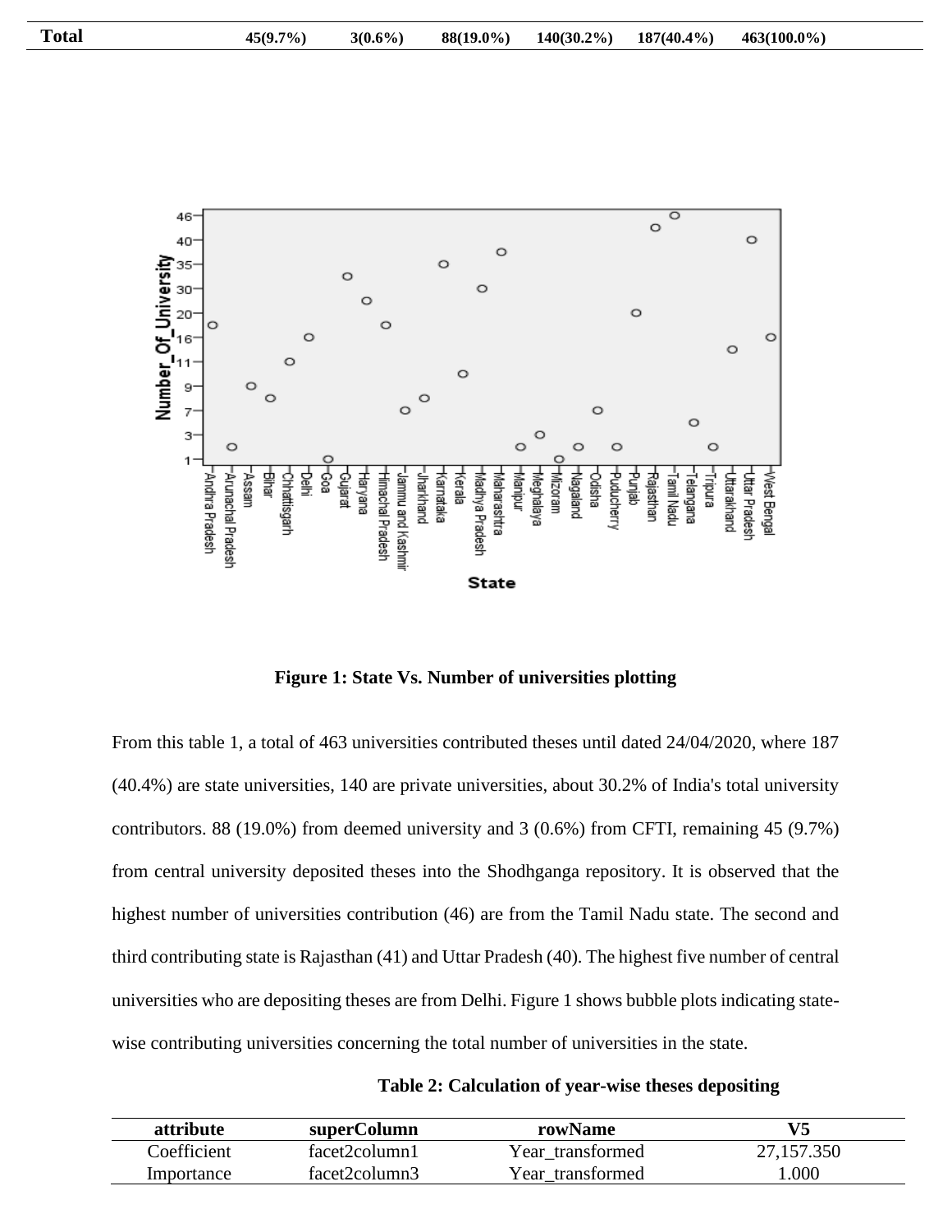| Total | 45(9.7%) | 3(0.6%) | 88(19.0%) | 140(30.2%) | 187(40.4%) | 463(100.0%) |
|---|---|---|---|---|---|---|

Figure 1: State Vs. Number of universities plotting

From this table 1, a total of 463 universities contributed theses until dated 24/04/2020, where 187 (40.4%) are state universities, 140 are private universities, about 30.2% of India's total university contributors. 88 (19.0%) from deemed university and 3 (0.6%) from CFTI, remaining 45 (9.7%) from central university deposited theses into the Shodhganga repository. It is observed that the highest number of universities contribution (46) are from the Tamil Nadu state. The second and third contributing state is Rajasthan (41) and Uttar Pradesh (40). The highest five number of central universities who are depositing theses are from Delhi. Figure 1 shows bubble plots indicating state-wise contributing universities concerning the total number of universities in the state.

**Table 2: Calculation of year-wise theses depositing**

| attribute | superColumn | rowName | V5 |
|---|---|---|---|
| Coefficient | facet2column1 | Year_transformed | 27,157.350 |
| Importance | facet2column3 | Year_transformed | 1.000 |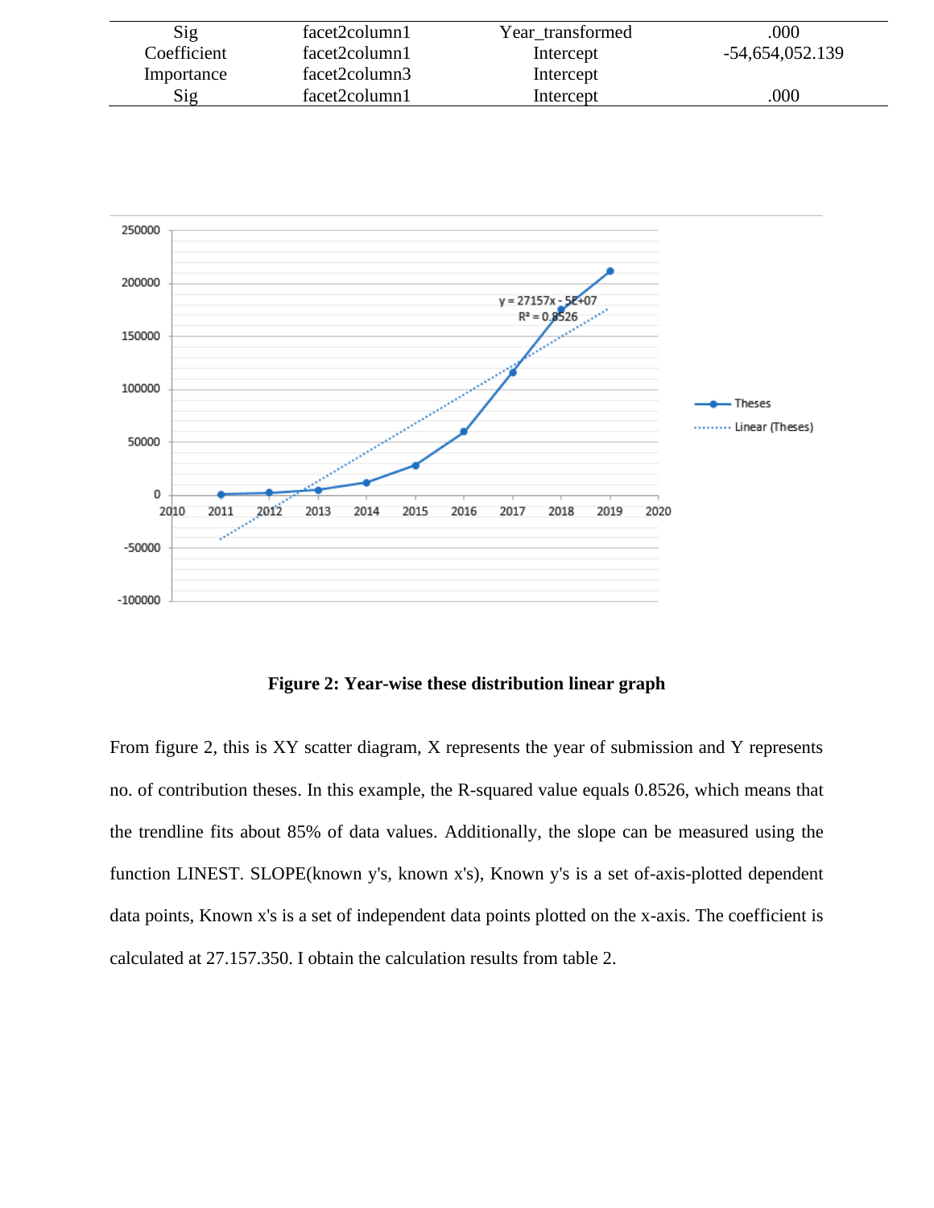| | | | |
|---|---|---|---|
| Sig | facet2column1 | Year_transformed | .000 |
| Coefficient | facet2column1 | Intercept | -54,654,052.139 |
| Importance | facet2column3 | Intercept | |
| Sig | facet2column1 | Intercept | .000 |

**Figure 2: Year-wise these distribution linear graph**

From figure 2, this is XY scatter diagram, X represents the year of submission and Y represents no. of contribution theses. In this example, the R-squared value equals 0.8526, which means that the trendline fits about 85% of data values. Additionally, the slope can be measured using the function LINEST. SLOPE(known y's, known x's), Known y's is a set of-axis-plotted dependent data points, Known x's is a set of independent data points plotted on the x-axis. The coefficient is calculated at 27.157.350. I obtain the calculation results from table 2.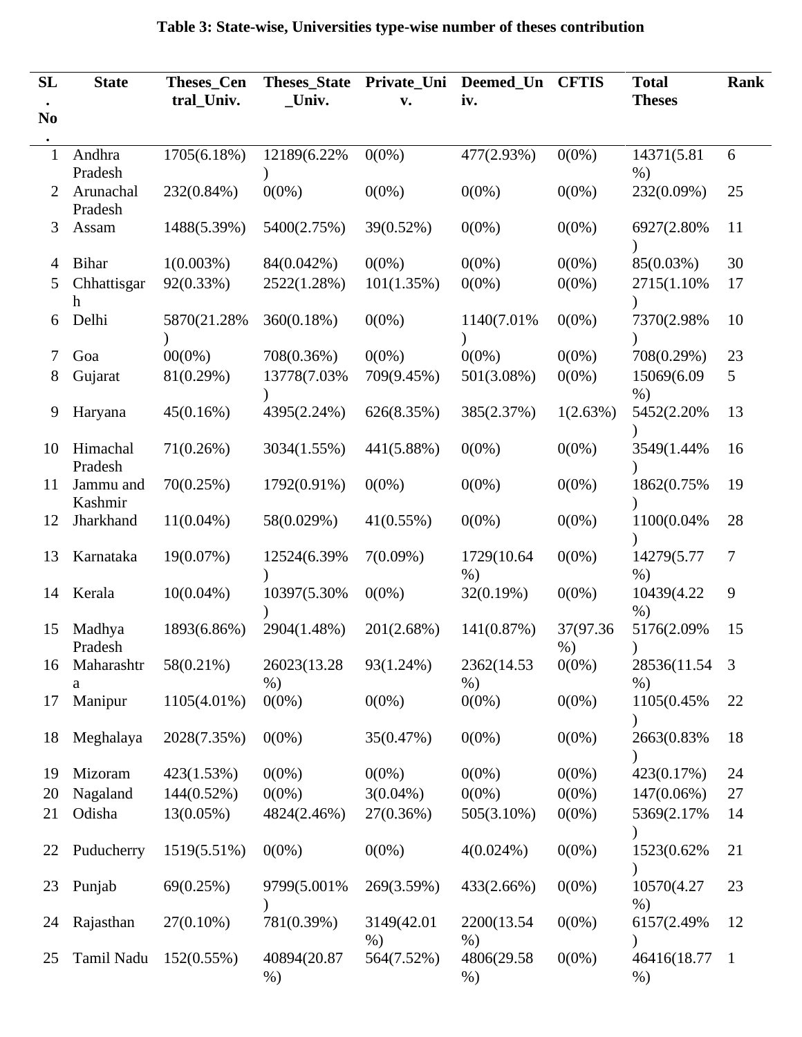**Table 3: State-wise, Universities type-wise number of theses contribution**

| SL. No. | State | Theses_Central_Univ. | Theses_State_Univ. | Private_Univ. | Deemed_Univ. | CFTIS | Total Theses | Rank |
|---|---|---|---|---|---|---|---|---|
| 1 | Andhra Pradesh | 1705(6.18%) | 12189(6.22%) | 0(0%) | 477(2.93%) | 0(0%) | 14371(5.81%) | 6 |
| 2 | Arunachal Pradesh | 232(0.84%) | 0(0%) | 0(0%) | 0(0%) | 0(0%) | 232(0.09%) | 25 |
| 3 | Assam | 1488(5.39%) | 5400(2.75%) | 39(0.52%) | 0(0%) | 0(0%) | 6927(2.80%) | 11 |
| 4 | Bihar | 1(0.003%) | 84(0.042%) | 0(0%) | 0(0%) | 0(0%) | 85(0.03%) | 30 |
| 5 | Chhattisgarh | 92(0.33%) | 2522(1.28%) | 101(1.35%) | 0(0%) | 0(0%) | 2715(1.10%) | 17 |
| 6 | Delhi | 5870(21.28%) | 360(0.18%) | 0(0%) | 1140(7.01%) | 0(0%) | 7370(2.98%) | 10 |
| 7 | Goa | 00(0%) | 708(0.36%) | 0(0%) | 0(0%) | 0(0%) | 708(0.29%) | 23 |
| 8 | Gujarat | 81(0.29%) | 13778(7.03%) | 709(9.45%) | 501(3.08%) | 0(0%) | 15069(6.09%) | 5 |
| 9 | Haryana | 45(0.16%) | 4395(2.24%) | 626(8.35%) | 385(2.37%) | 1(2.63%) | 5452(2.20%) | 13 |
| 10 | Himachal Pradesh | 71(0.26%) | 3034(1.55%) | 441(5.88%) | 0(0%) | 0(0%) | 3549(1.44%) | 16 |
| 11 | Jammu and Kashmir | 70(0.25%) | 1792(0.91%) | 0(0%) | 0(0%) | 0(0%) | 1862(0.75%) | 19 |
| 12 | Jharkhand | 11(0.04%) | 58(0.029%) | 41(0.55%) | 0(0%) | 0(0%) | 1100(0.04%) | 28 |
| 13 | Karnataka | 19(0.07%) | 12524(6.39%) | 7(0.09%) | 1729(10.64%) | 0(0%) | 14279(5.77%) | 7 |
| 14 | Kerala | 10(0.04%) | 10397(5.30%) | 0(0%) | 32(0.19%) | 0(0%) | 10439(4.22%) | 9 |
| 15 | Madhya Pradesh | 1893(6.86%) | 2904(1.48%) | 201(2.68%) | 141(0.87%) | 37(97.36%) | 5176(2.09%) | 15 |
| 16 | Maharashtra | 58(0.21%) | 26023(13.28%) | 93(1.24%) | 2362(14.53%) | 0(0%) | 28536(11.54%) | 3 |
| 17 | Manipur | 1105(4.01%) | 0(0%) | 0(0%) | 0(0%) | 0(0%) | 1105(0.45%) | 22 |
| 18 | Meghalaya | 2028(7.35%) | 0(0%) | 35(0.47%) | 0(0%) | 0(0%) | 2663(0.83%) | 18 |
| 19 | Mizoram | 423(1.53%) | 0(0%) | 0(0%) | 0(0%) | 0(0%) | 423(0.17%) | 24 |
| 20 | Nagaland | 144(0.52%) | 0(0%) | 3(0.04%) | 0(0%) | 0(0%) | 147(0.06%) | 27 |
| 21 | Odisha | 13(0.05%) | 4824(2.46%) | 27(0.36%) | 505(3.10%) | 0(0%) | 5369(2.17%) | 14 |
| 22 | Puducherry | 1519(5.51%) | 0(0%) | 0(0%) | 4(0.024%) | 0(0%) | 1523(0.62%) | 21 |
| 23 | Punjab | 69(0.25%) | 9799(5.001%) | 269(3.59%) | 433(2.66%) | 0(0%) | 10570(4.27%) | 23 |
| 24 | Rajasthan | 27(0.10%) | 781(0.39%) | 3149(42.01%) | 2200(13.54%) | 0(0%) | 6157(2.49%) | 12 |
| 25 | Tamil Nadu | 152(0.55%) | 40894(20.87%) | 564(7.52%) | 4806(29.58%) | 0(0%) | 46416(18.77%) | 1 |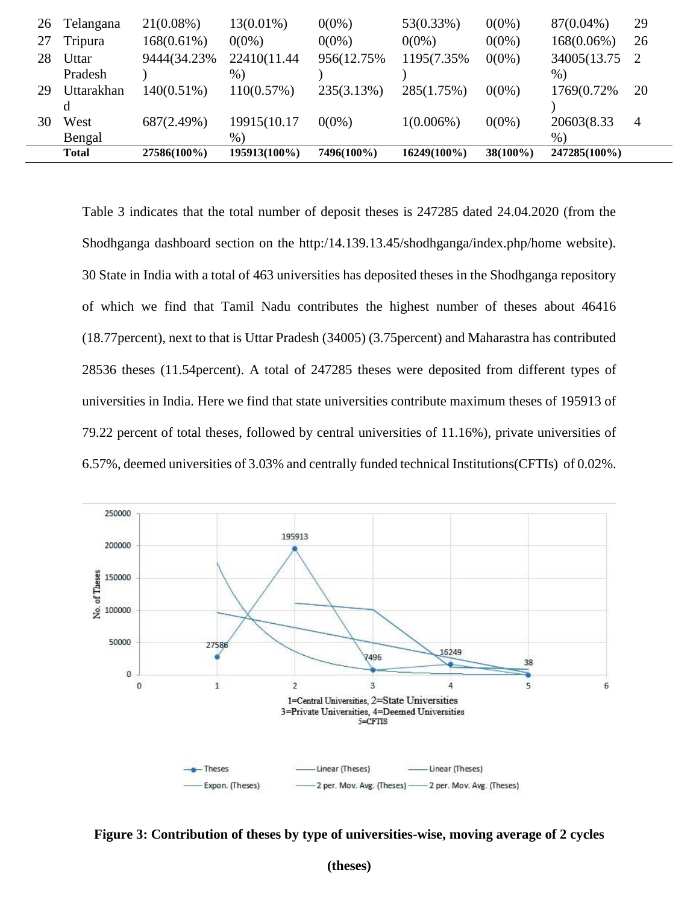| 26 | Telangana | 21(0.08%) | 13(0.01%) | 0(0%) | 53(0.33%) | 0(0%) | 87(0.04%) | 29 |
|---|---|---|---|---|---|---|---|---|
| 27 | Tripura | 168(0.61%) | 0(0%) | 0(0%) | 0(0%) | 0(0%) | 168(0.06%) | 26 |
| 28 | Uttar Pradesh | 9444(34.23%) | 22410(11.44%) | 956(12.75%) | 1195(7.35%) | 0(0%) | 34005(13.75%) | 2 |
| 29 | Uttarakhand | 140(0.51%) | 110(0.57%) | 235(3.13%) | 285(1.75%) | 0(0%) | 1769(0.72%) | 20 |
| 30 | West Bengal | 687(2.49%) | 19915(10.17%) | 0(0%) | 1(0.006%) | 0(0%) | 20603(8.33%) | 4 |
| | **Total** | **27586(100%)** | **195913(100%)** | **7496(100%)** | **16249(100%)** | **38(100%)** | **247285(100%)** | |

Table 3 indicates that the total number of deposit theses is 247285 dated 24.04.2020 (from the Shodhganga dashboard section on the http:/14.139.13.45/shodhganga/index.php/home website). 30 State in India with a total of 463 universities has deposited theses in the Shodhganga repository of which we find that Tamil Nadu contributes the highest number of theses about 46416 (18.77percent), next to that is Uttar Pradesh (34005) (3.75percent) and Maharastra has contributed 28536 theses (11.54percent). A total of 247285 theses were deposited from different types of universities in India. Here we find that state universities contribute maximum theses of 195913 of 79.22 percent of total theses, followed by central universities of 11.16%), private universities of 6.57%, deemed universities of 3.03% and centrally funded technical Institutions(CFTIs) of 0.02%.

**Figure 3: Contribution of theses by type of universities-wise, moving average of 2 cycles (theses)**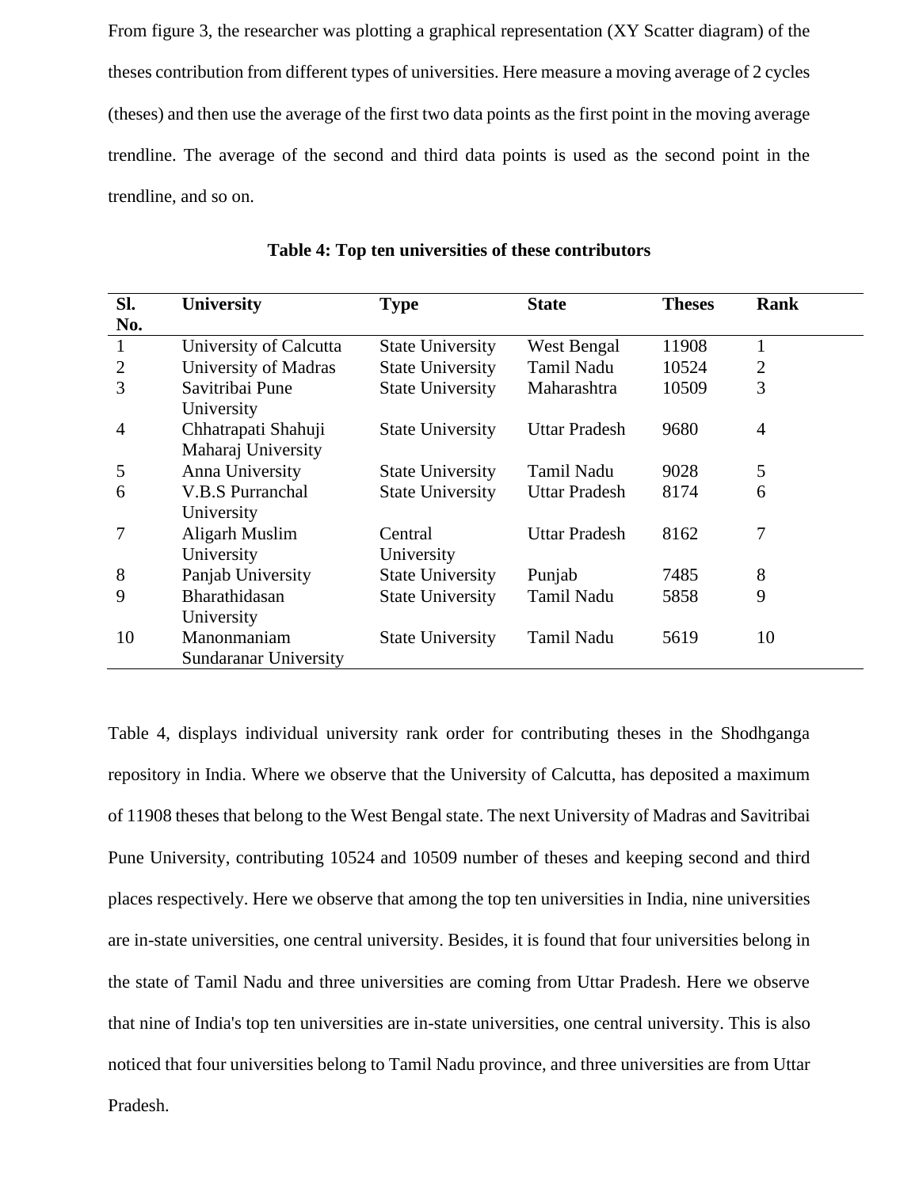From figure 3, the researcher was plotting a graphical representation (XY Scatter diagram) of the theses contribution from different types of universities. Here measure a moving average of 2 cycles (theses) and then use the average of the first two data points as the first point in the moving average trendline. The average of the second and third data points is used as the second point in the trendline, and so on.

**Table 4: Top ten universities of these contributors**

| Sl. No. | University | Type | State | Theses | Rank |
|---|---|---|---|---|---|
| 1 | University of Calcutta | State University | West Bengal | 11908 | 1 |
| 2 | University of Madras | State University | Tamil Nadu | 10524 | 2 |
| 3 | Savitribai Pune University | State University | Maharashtra | 10509 | 3 |
| 4 | Chhatrapati Shahuji Maharaj University | State University | Uttar Pradesh | 9680 | 4 |
| 5 | Anna University | State University | Tamil Nadu | 9028 | 5 |
| 6 | V.B.S Purranchal University | State University | Uttar Pradesh | 8174 | 6 |
| 7 | Aligarh Muslim University | Central University | Uttar Pradesh | 8162 | 7 |
| 8 | Panjab University | State University | Punjab | 7485 | 8 |
| 9 | Bharathidasan University | State University | Tamil Nadu | 5858 | 9 |
| 10 | Manonmaniam Sundaranar University | State University | Tamil Nadu | 5619 | 10 |

Table 4, displays individual university rank order for contributing theses in the Shodhganga repository in India. Where we observe that the University of Calcutta, has deposited a maximum of 11908 theses that belong to the West Bengal state. The next University of Madras and Savitribai Pune University, contributing 10524 and 10509 number of theses and keeping second and third places respectively. Here we observe that among the top ten universities in India, nine universities are in-state universities, one central university. Besides, it is found that four universities belong in the state of Tamil Nadu and three universities are coming from Uttar Pradesh. Here we observe that nine of India's top ten universities are in-state universities, one central university. This is also noticed that four universities belong to Tamil Nadu province, and three universities are from Uttar Pradesh.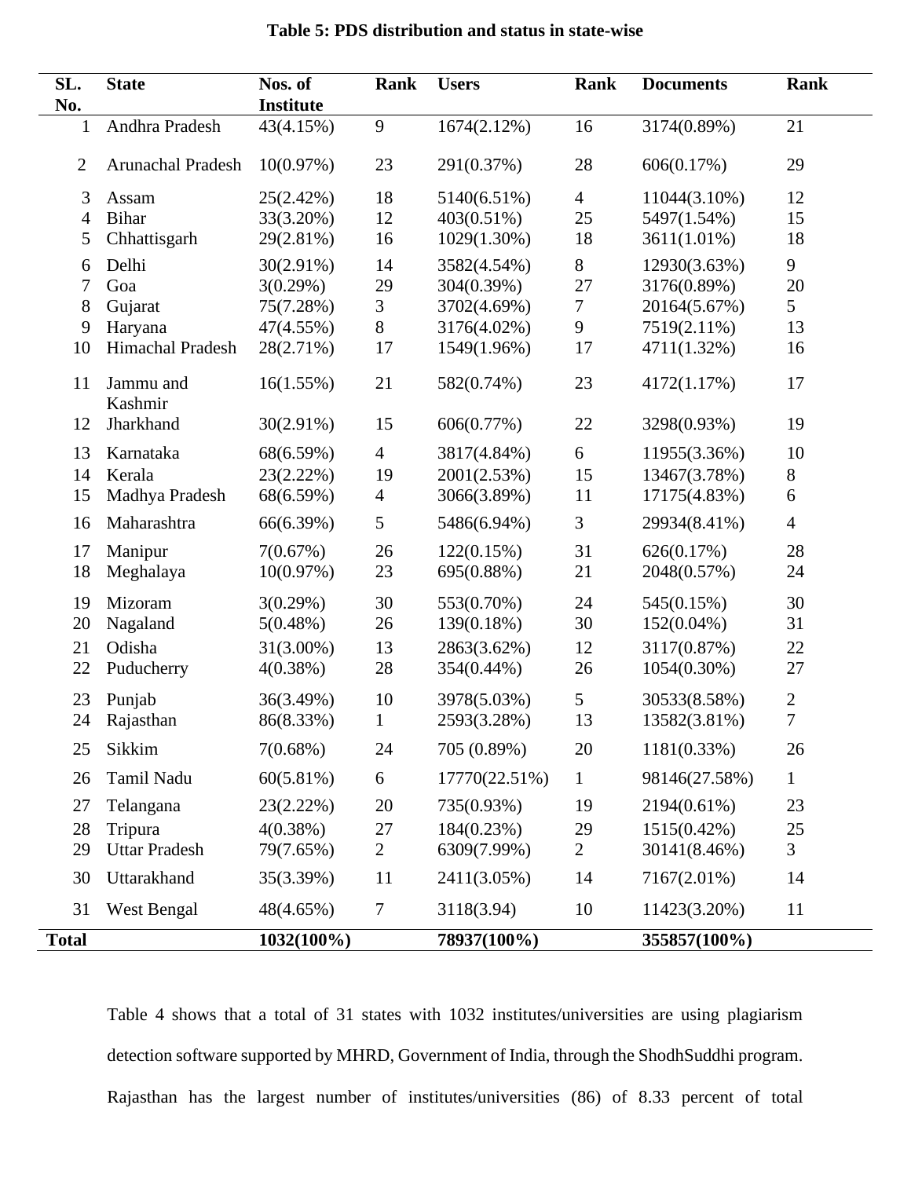**Table 5: PDS distribution and status in state-wise**

| SL. No. | State | Nos. of Institute | Rank | Users | Rank | Documents | Rank |
|---|---|---|---|---|---|---|---|
| 1 | Andhra Pradesh | 43(4.15%) | 9 | 1674(2.12%) | 16 | 3174(0.89%) | 21 |
| 2 | Arunachal Pradesh | 10(0.97%) | 23 | 291(0.37%) | 28 | 606(0.17%) | 29 |
| 3 | Assam | 25(2.42%) | 18 | 5140(6.51%) | 4 | 11044(3.10%) | 12 |
| 4 | Bihar | 33(3.20%) | 12 | 403(0.51%) | 25 | 5497(1.54%) | 15 |
| 5 | Chhattisgarh | 29(2.81%) | 16 | 1029(1.30%) | 18 | 3611(1.01%) | 18 |
| 6 | Delhi | 30(2.91%) | 14 | 3582(4.54%) | 8 | 12930(3.63%) | 9 |
| 7 | Goa | 3(0.29%) | 29 | 304(0.39%) | 27 | 3176(0.89%) | 20 |
| 8 | Gujarat | 75(7.28%) | 3 | 3702(4.69%) | 7 | 20164(5.67%) | 5 |
| 9 | Haryana | 47(4.55%) | 8 | 3176(4.02%) | 9 | 7519(2.11%) | 13 |
| 10 | Himachal Pradesh | 28(2.71%) | 17 | 1549(1.96%) | 17 | 4711(1.32%) | 16 |
| 11 | Jammu and Kashmir | 16(1.55%) | 21 | 582(0.74%) | 23 | 4172(1.17%) | 17 |
| 12 | Jharkhand | 30(2.91%) | 15 | 606(0.77%) | 22 | 3298(0.93%) | 19 |
| 13 | Karnataka | 68(6.59%) | 4 | 3817(4.84%) | 6 | 11955(3.36%) | 10 |
| 14 | Kerala | 23(2.22%) | 19 | 2001(2.53%) | 15 | 13467(3.78%) | 8 |
| 15 | Madhya Pradesh | 68(6.59%) | 4 | 3066(3.89%) | 11 | 17175(4.83%) | 6 |
| 16 | Maharashtra | 66(6.39%) | 5 | 5486(6.94%) | 3 | 29934(8.41%) | 4 |
| 17 | Manipur | 7(0.67%) | 26 | 122(0.15%) | 31 | 626(0.17%) | 28 |
| 18 | Meghalaya | 10(0.97%) | 23 | 695(0.88%) | 21 | 2048(0.57%) | 24 |
| 19 | Mizoram | 3(0.29%) | 30 | 553(0.70%) | 24 | 545(0.15%) | 30 |
| 20 | Nagaland | 5(0.48%) | 26 | 139(0.18%) | 30 | 152(0.04%) | 31 |
| 21 | Odisha | 31(3.00%) | 13 | 2863(3.62%) | 12 | 3117(0.87%) | 22 |
| 22 | Puducherry | 4(0.38%) | 28 | 354(0.44%) | 26 | 1054(0.30%) | 27 |
| 23 | Punjab | 36(3.49%) | 10 | 3978(5.03%) | 5 | 30533(8.58%) | 2 |
| 24 | Rajasthan | 86(8.33%) | 1 | 2593(3.28%) | 13 | 13582(3.81%) | 7 |
| 25 | Sikkim | 7(0.68%) | 24 | 705 (0.89%) | 20 | 1181(0.33%) | 26 |
| 26 | Tamil Nadu | 60(5.81%) | 6 | 17770(22.51%) | 1 | 98146(27.58%) | 1 |
| 27 | Telangana | 23(2.22%) | 20 | 735(0.93%) | 19 | 2194(0.61%) | 23 |
| 28 | Tripura | 4(0.38%) | 27 | 184(0.23%) | 29 | 1515(0.42%) | 25 |
| 29 | Uttar Pradesh | 79(7.65%) | 2 | 6309(7.99%) | 2 | 30141(8.46%) | 3 |
| 30 | Uttarakhand | 35(3.39%) | 11 | 2411(3.05%) | 14 | 7167(2.01%) | 14 |
| 31 | West Bengal | 48(4.65%) | 7 | 3118(3.94) | 10 | 11423(3.20%) | 11 |
| **Total** | | **1032(100%)** | | **78937(100%)** | | **355857(100%)** | |

Table 4 shows that a total of 31 states with 1032 institutes/universities are using plagiarism detection software supported by MHRD, Government of India, through the ShodhSuddhi program. Rajasthan has the largest number of institutes/universities (86) of 8.33 percent of total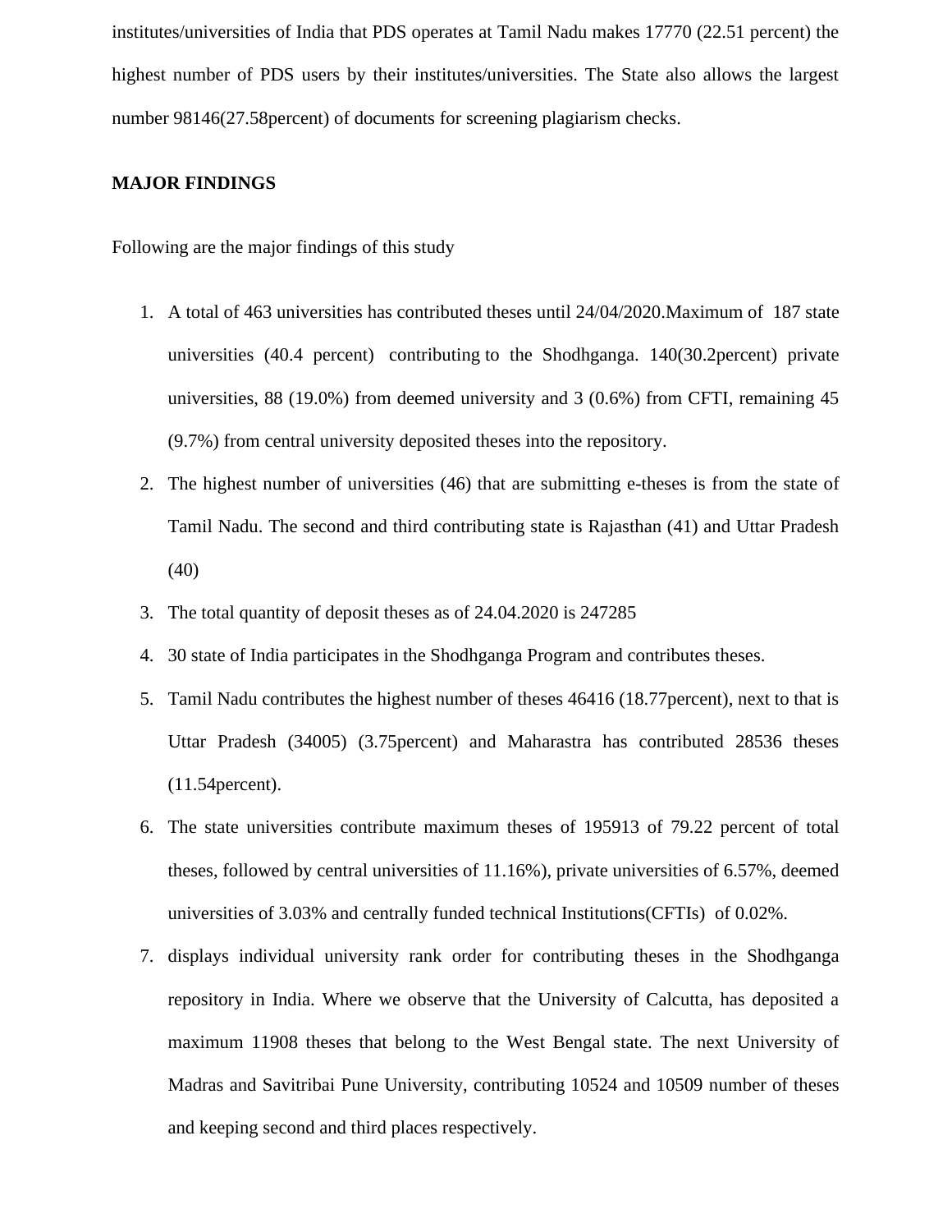institutes/universities of India that PDS operates at Tamil Nadu makes 17770 (22.51 percent) the highest number of PDS users by their institutes/universities. The State also allows the largest number 98146(27.58percent) of documents for screening plagiarism checks.

**MAJOR FINDINGS**

Following are the major findings of this study

1. A total of 463 universities has contributed theses until 24/04/2020.Maximum of 187 state universities (40.4 percent) contributing to the Shodhganga. 140(30.2percent) private universities, 88 (19.0%) from deemed university and 3 (0.6%) from CFTI, remaining 45 (9.7%) from central university deposited theses into the repository.
2. The highest number of universities (46) that are submitting e-theses is from the state of Tamil Nadu. The second and third contributing state is Rajasthan (41) and Uttar Pradesh (40)
3. The total quantity of deposit theses as of 24.04.2020 is 247285
4. 30 state of India participates in the Shodhganga Program and contributes theses.
5. Tamil Nadu contributes the highest number of theses 46416 (18.77percent), next to that is Uttar Pradesh (34005) (3.75percent) and Maharastra has contributed 28536 theses (11.54percent).
6. The state universities contribute maximum theses of 195913 of 79.22 percent of total theses, followed by central universities of 11.16%), private universities of 6.57%, deemed universities of 3.03% and centrally funded technical Institutions(CFTIs) of 0.02%.
7. displays individual university rank order for contributing theses in the Shodhganga repository in India. Where we observe that the University of Calcutta, has deposited a maximum 11908 theses that belong to the West Bengal state. The next University of Madras and Savitribai Pune University, contributing 10524 and 10509 number of theses and keeping second and third places respectively.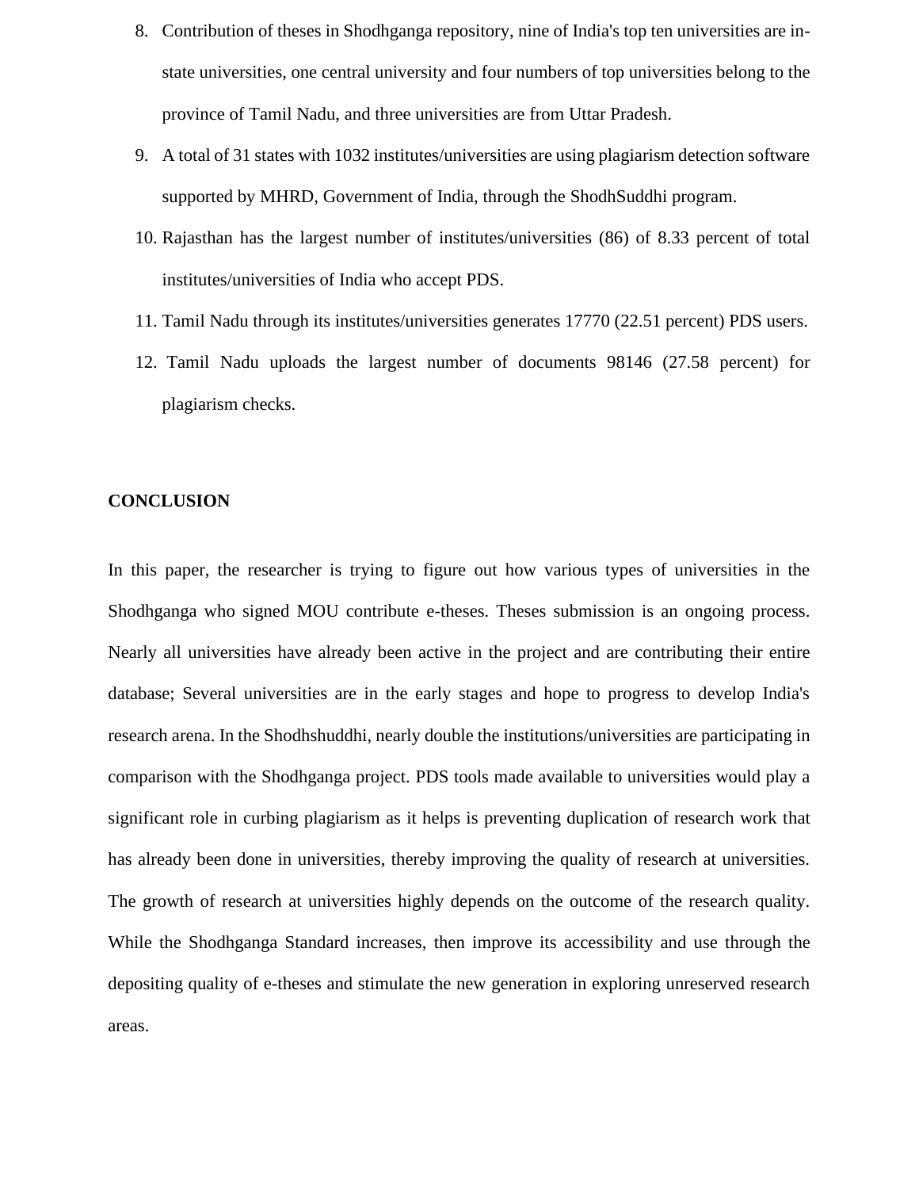8. Contribution of theses in Shodhganga repository, nine of India's top ten universities are in-state universities, one central university and four numbers of top universities belong to the province of Tamil Nadu, and three universities are from Uttar Pradesh.
9. A total of 31 states with 1032 institutes/universities are using plagiarism detection software supported by MHRD, Government of India, through the ShodhSuddhi program.
10. Rajasthan has the largest number of institutes/universities (86) of 8.33 percent of total institutes/universities of India who accept PDS.
11. Tamil Nadu through its institutes/universities generates 17770 (22.51 percent) PDS users.
12. Tamil Nadu uploads the largest number of documents 98146 (27.58 percent) for plagiarism checks.

## CONCLUSION

In this paper, the researcher is trying to figure out how various types of universities in the Shodhganga who signed MOU contribute e-theses. Theses submission is an ongoing process. Nearly all universities have already been active in the project and are contributing their entire database; Several universities are in the early stages and hope to progress to develop India's research arena. In the Shodhshuddhi, nearly double the institutions/universities are participating in comparison with the Shodhganga project. PDS tools made available to universities would play a significant role in curbing plagiarism as it helps is preventing duplication of research work that has already been done in universities, thereby improving the quality of research at universities. The growth of research at universities highly depends on the outcome of the research quality. While the Shodhganga Standard increases, then improve its accessibility and use through the depositing quality of e-theses and stimulate the new generation in exploring unreserved research areas.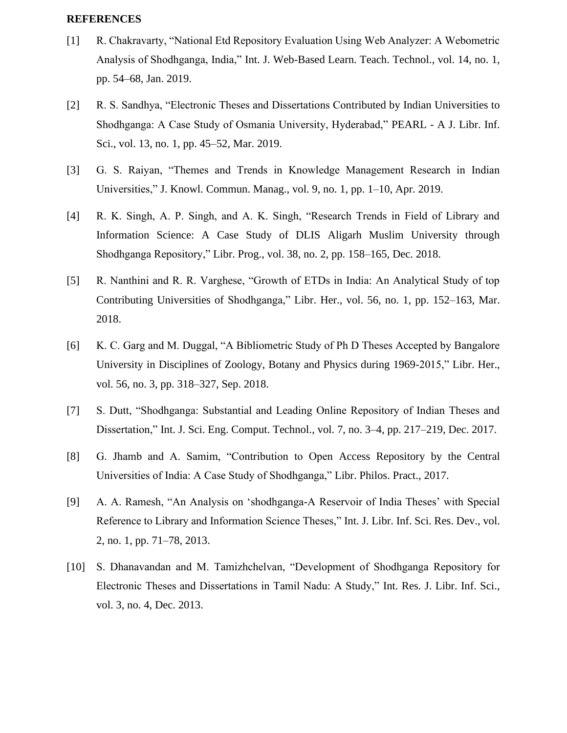**REFERENCES**

[1] R. Chakravarty, “National Etd Repository Evaluation Using Web Analyzer: A Webometric Analysis of Shodhganga, India,” Int. J. Web-Based Learn. Teach. Technol., vol. 14, no. 1, pp. 54–68, Jan. 2019.

[2] R. S. Sandhya, “Electronic Theses and Dissertations Contributed by Indian Universities to Shodhganga: A Case Study of Osmania University, Hyderabad,” PEARL - A J. Libr. Inf. Sci., vol. 13, no. 1, pp. 45–52, Mar. 2019.

[3] G. S. Raiyan, “Themes and Trends in Knowledge Management Research in Indian Universities,” J. Knowl. Commun. Manag., vol. 9, no. 1, pp. 1–10, Apr. 2019.

[4] R. K. Singh, A. P. Singh, and A. K. Singh, “Research Trends in Field of Library and Information Science: A Case Study of DLIS Aligarh Muslim University through Shodhganga Repository,” Libr. Prog., vol. 38, no. 2, pp. 158–165, Dec. 2018.

[5] R. Nanthini and R. R. Varghese, “Growth of ETDs in India: An Analytical Study of top Contributing Universities of Shodhganga,” Libr. Her., vol. 56, no. 1, pp. 152–163, Mar. 2018.

[6] K. C. Garg and M. Duggal, “A Bibliometric Study of Ph D Theses Accepted by Bangalore University in Disciplines of Zoology, Botany and Physics during 1969-2015,” Libr. Her., vol. 56, no. 3, pp. 318–327, Sep. 2018.

[7] S. Dutt, “Shodhganga: Substantial and Leading Online Repository of Indian Theses and Dissertation,” Int. J. Sci. Eng. Comput. Technol., vol. 7, no. 3–4, pp. 217–219, Dec. 2017.

[8] G. Jhamb and A. Samim, “Contribution to Open Access Repository by the Central Universities of India: A Case Study of Shodhganga,” Libr. Philos. Pract., 2017.

[9] A. A. Ramesh, “An Analysis on ‘shodhganga-A Reservoir of India Theses’ with Special Reference to Library and Information Science Theses,” Int. J. Libr. Inf. Sci. Res. Dev., vol. 2, no. 1, pp. 71–78, 2013.

[10] S. Dhanavandan and M. Tamizhchelvan, “Development of Shodhganga Repository for Electronic Theses and Dissertations in Tamil Nadu: A Study,” Int. Res. J. Libr. Inf. Sci., vol. 3, no. 4, Dec. 2013.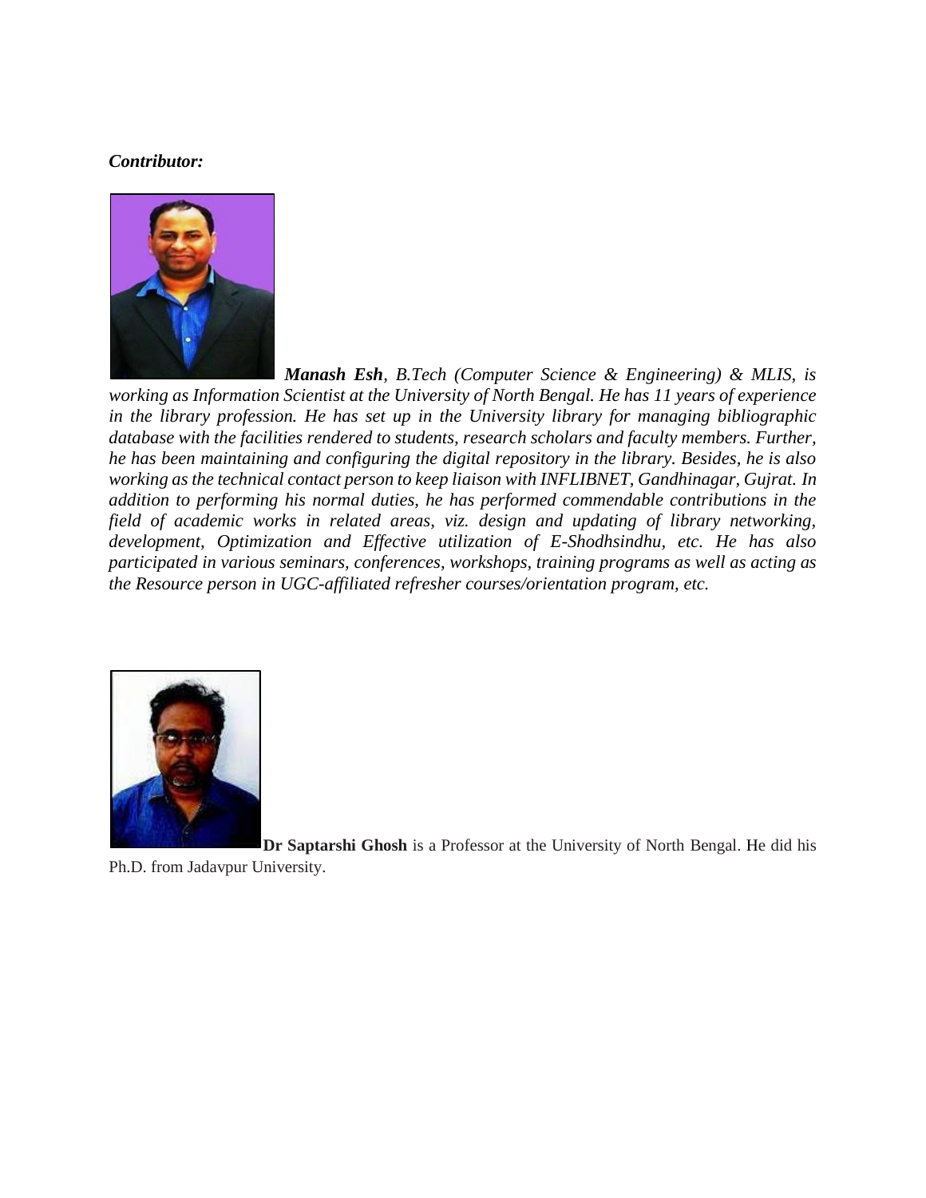***Contributor:***

***Manash Esh**, B.Tech (Computer Science & Engineering) & MLIS, is working as Information Scientist at the University of North Bengal. He has 11 years of experience in the library profession. He has set up in the University library for managing bibliographic database with the facilities rendered to students, research scholars and faculty members. Further, he has been maintaining and configuring the digital repository in the library. Besides, he is also working as the technical contact person to keep liaison with INFLIBNET, Gandhinagar, Gujrat. In addition to performing his normal duties, he has performed commendable contributions in the field of academic works in related areas, viz. design and updating of library networking, development, Optimization and Effective utilization of E-Shodhsindhu, etc. He has also participated in various seminars, conferences, workshops, training programs as well as acting as the Resource person in UGC-affiliated refresher courses/orientation program, etc.*

**Dr Saptarshi Ghosh** is a Professor at the University of North Bengal. He did his Ph.D. from Jadavpur University.